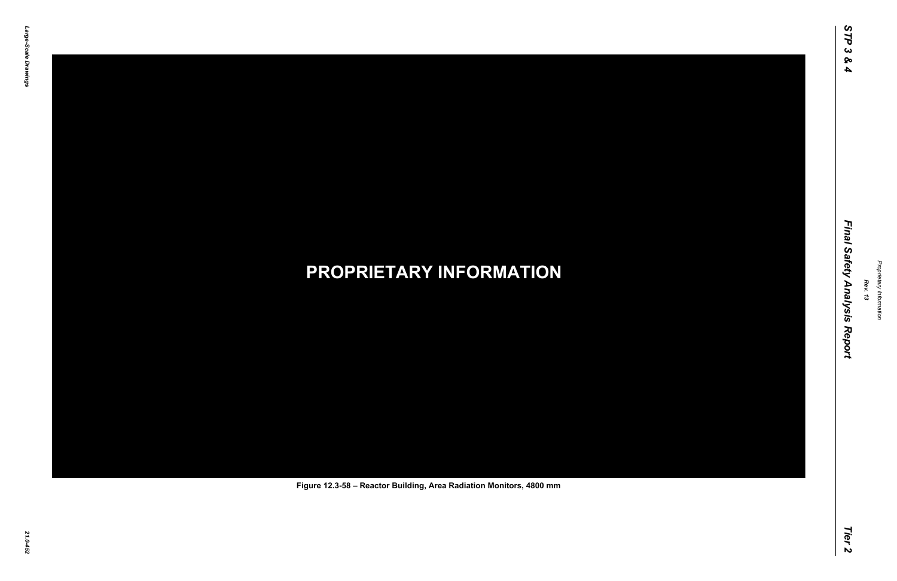PROPRIETARY INFORMATION

Figure 12.3-58 – Reactor Building, Area Radiation Monitors, 4800 mm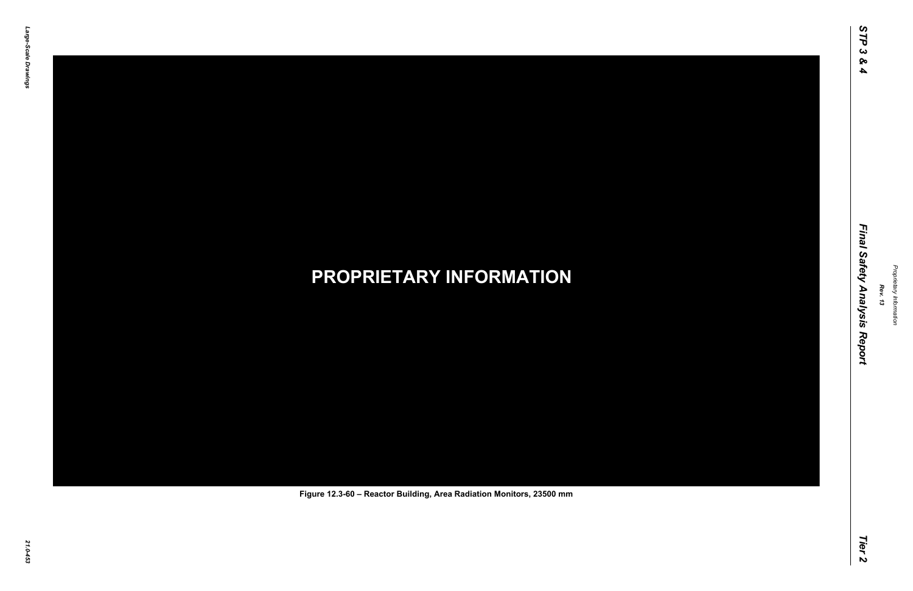PROPRIETARY INFORMATION

Figure 12.3-60 – Reactor Building, Area Radiation Monitors, 23500 mm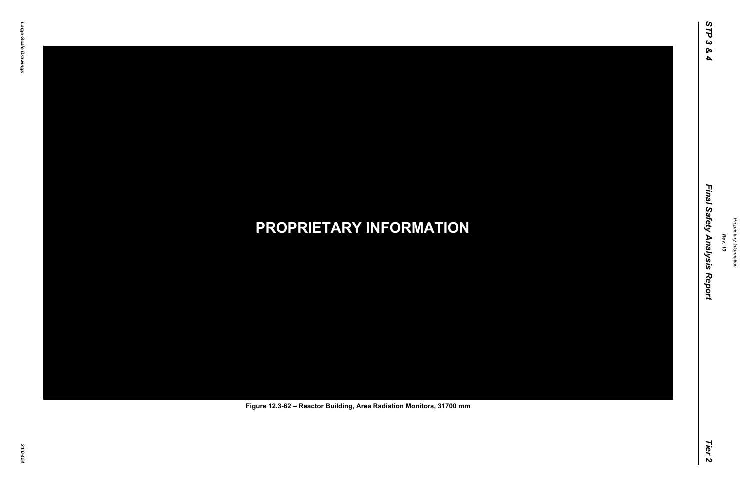**PROPRIETARY INFORMATION**

Figure 12.3-62 – Reactor Building, Area Radiation Monitors, 31700 mm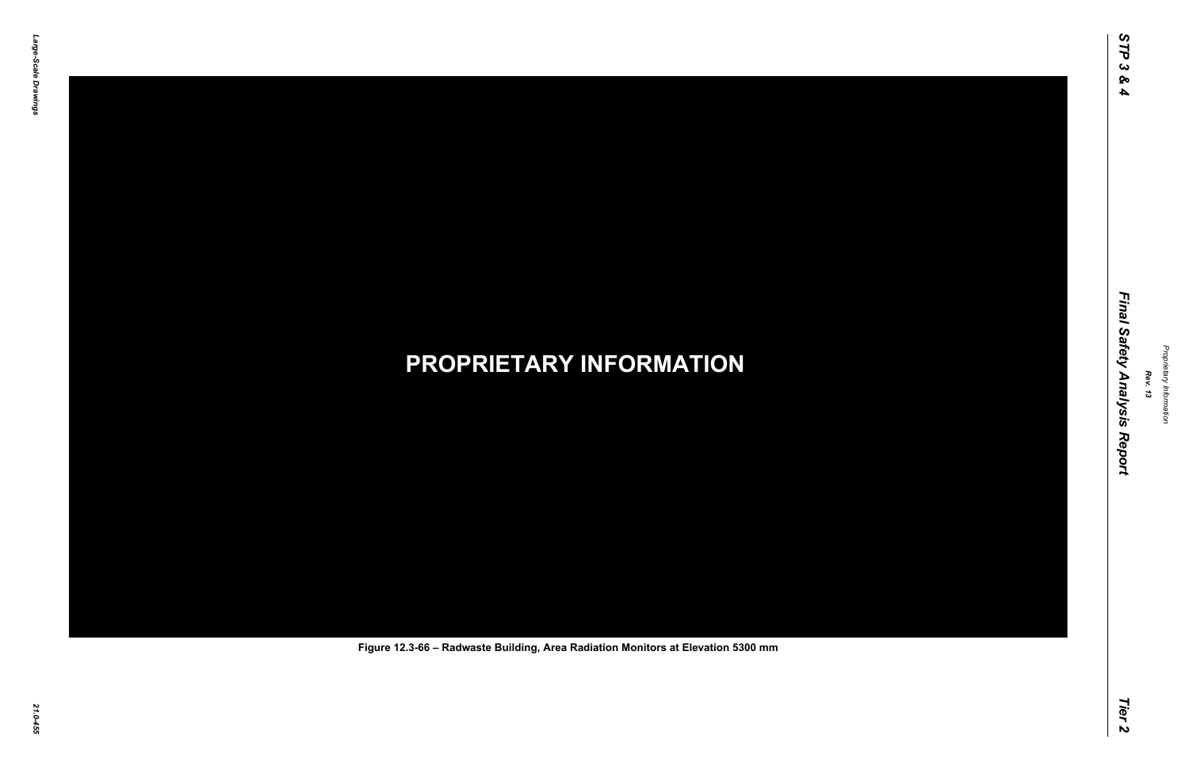PROPRIETARY INFORMATION

Figure 12.3-66 – Radwaste Building, Area Radiation Monitors at Elevation 5300 mm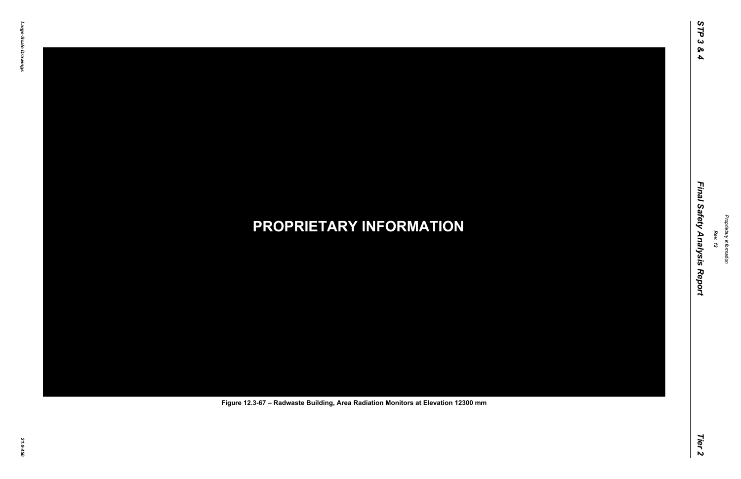PROPRIETARY INFORMATION

Figure 12.3-67 – Radwaste Building, Area Radiation Monitors at Elevation 12300 mm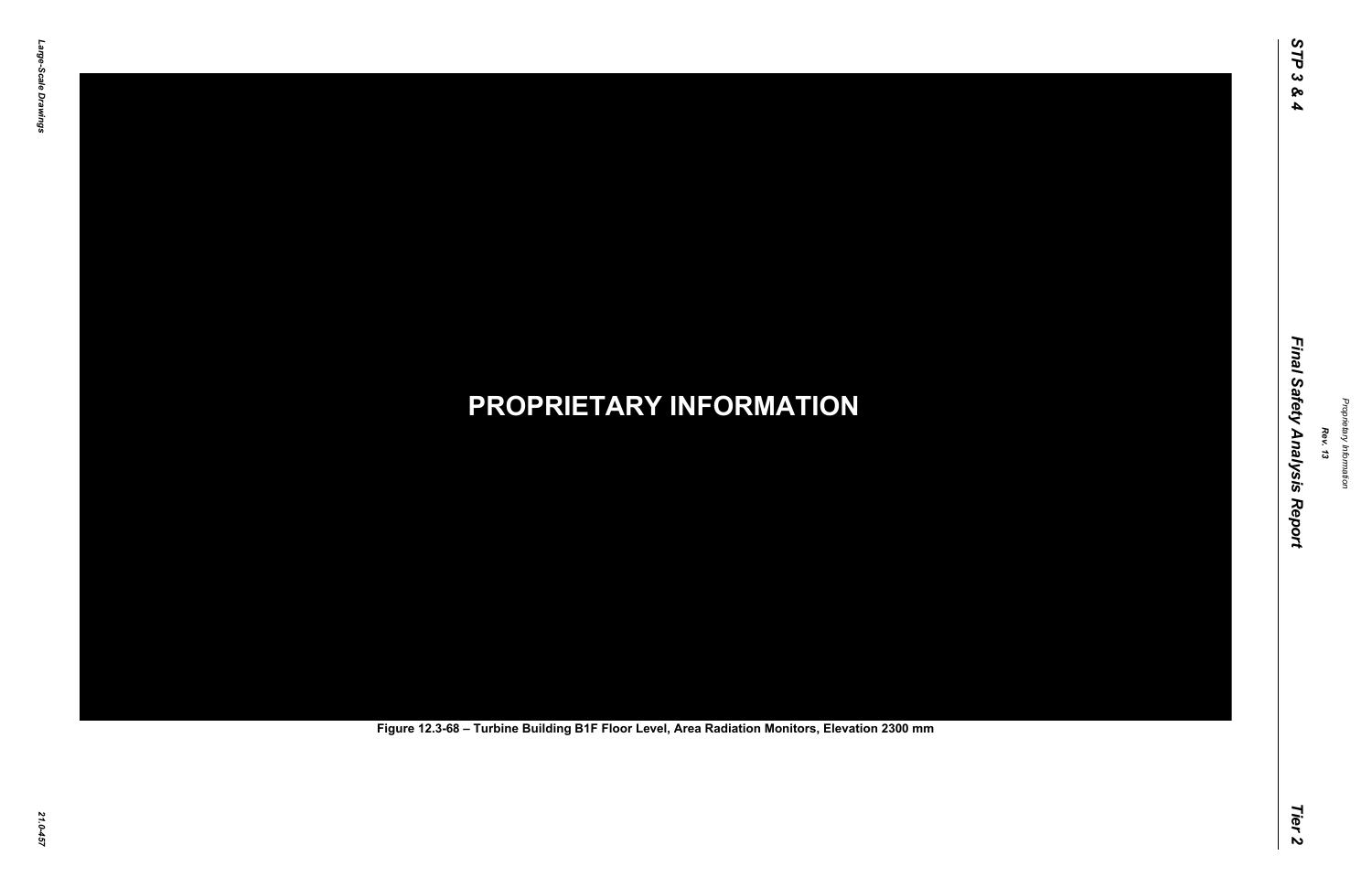**PROPRIETARY INFORMATION**

**Figure 12.3-68 – Turbine Building B1F Floor Level, Area Radiation Monitors, Elevation 2300 mm**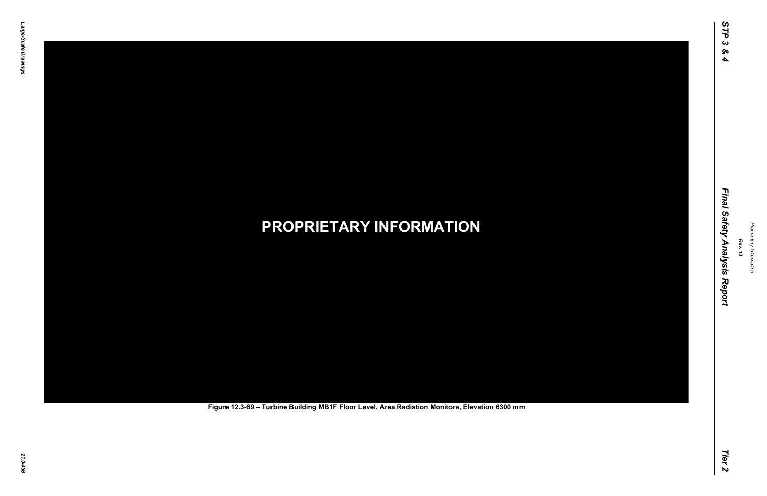**PROPRIETARY INFORMATION**

Figure 12.3-69 – Turbine Building MB1F Floor Level, Area Radiation Monitors, Elevation 6300 mm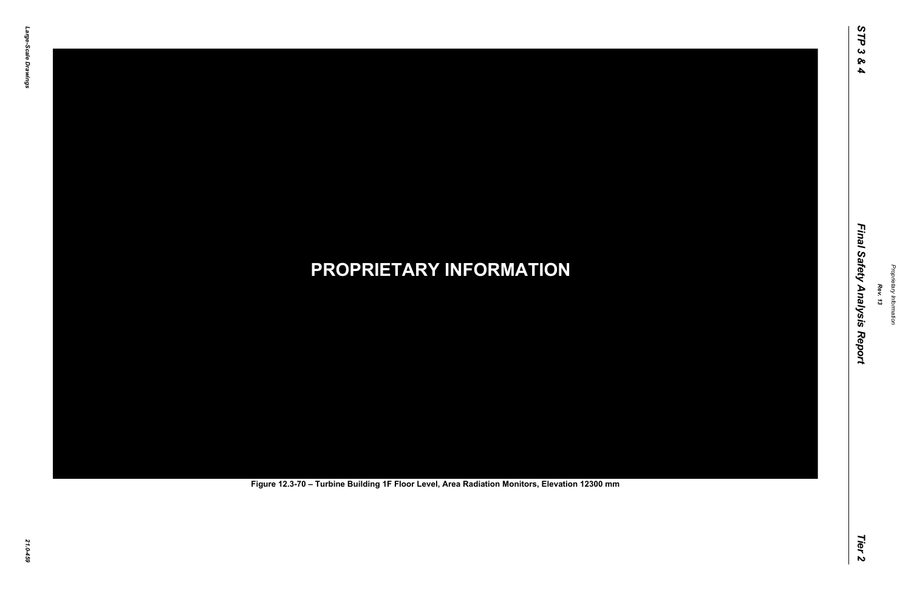**PROPRIETARY INFORMATION**

**Figure 12.3-70 – Turbine Building 1F Floor Level, Area Radiation Monitors, Elevation 12300 mm**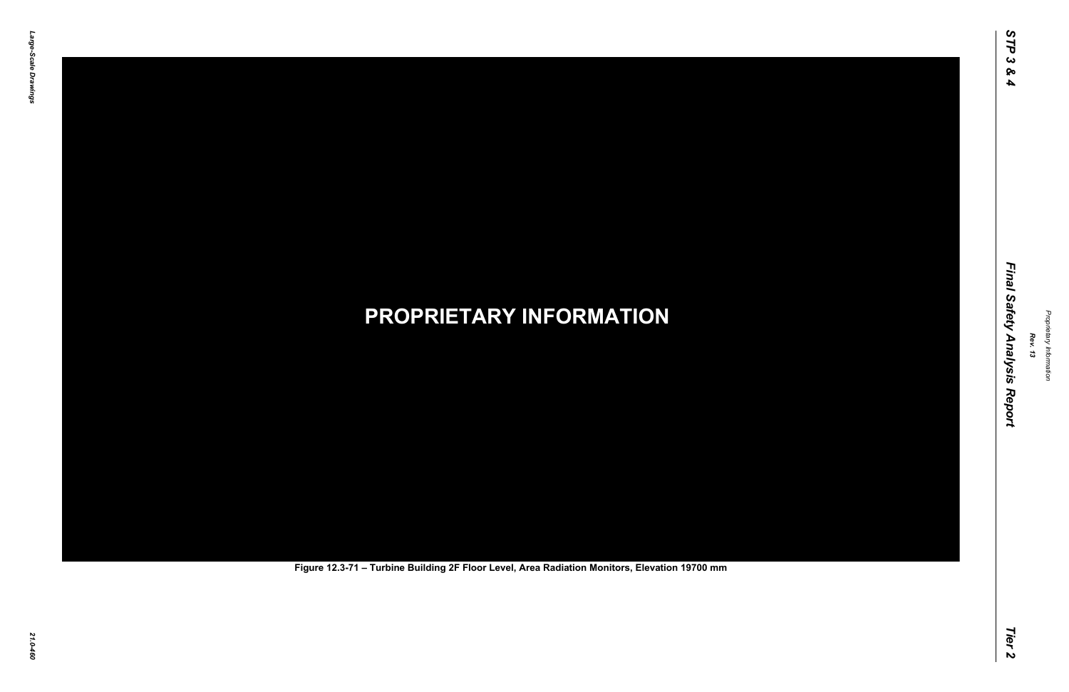**PROPRIETARY INFORMATION**

Figure 12.3-71 – Turbine Building 2F Floor Level, Area Radiation Monitors, Elevation 19700 mm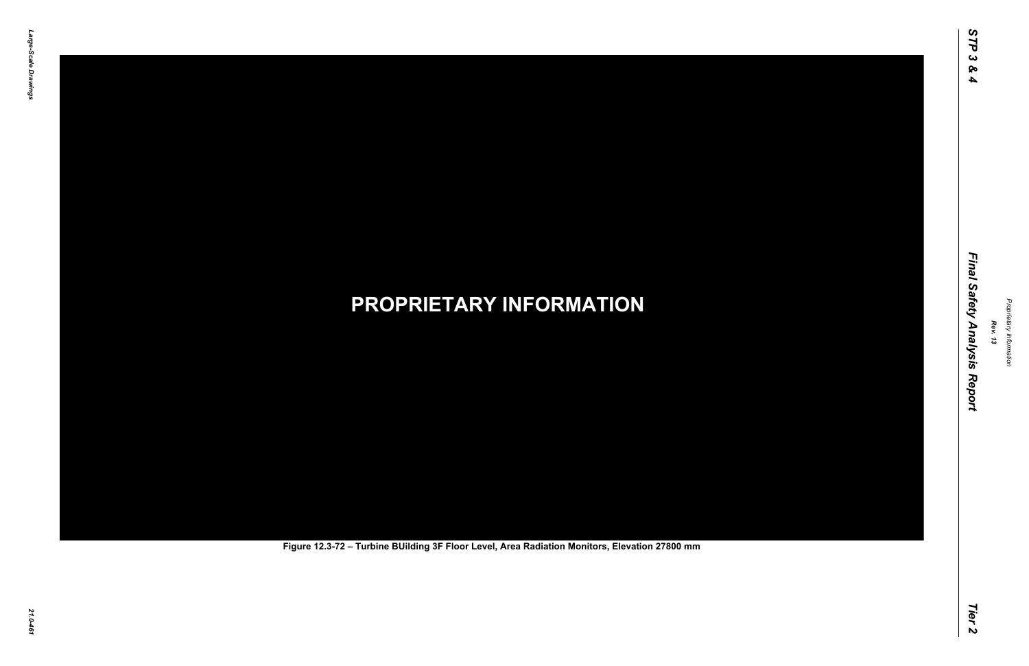PROPRIETARY INFORMATION

Figure 12.3-72 – Turbine BUilding 3F Floor Level, Area Radiation Monitors, Elevation 27800 mm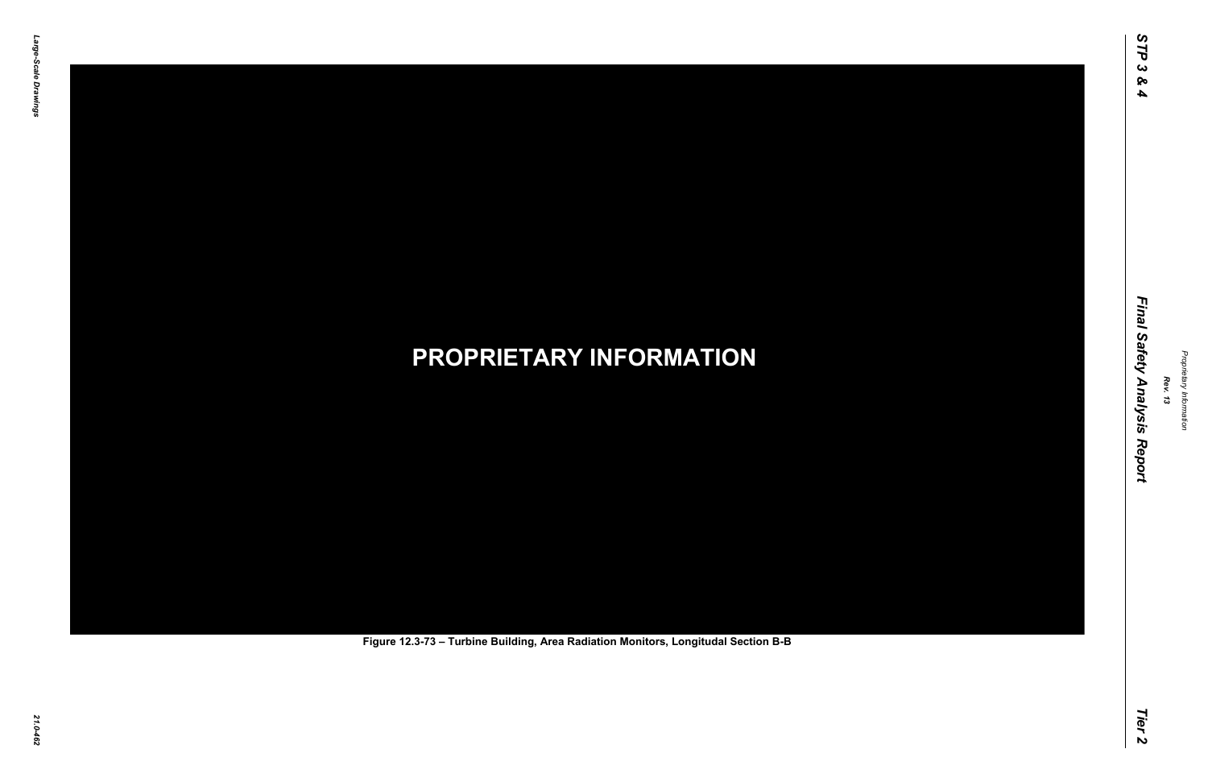**PROPRIETARY INFORMATION**

**Figure 12.3-73 – Turbine Building, Area Radiation Monitors, Longitudal Section B-B**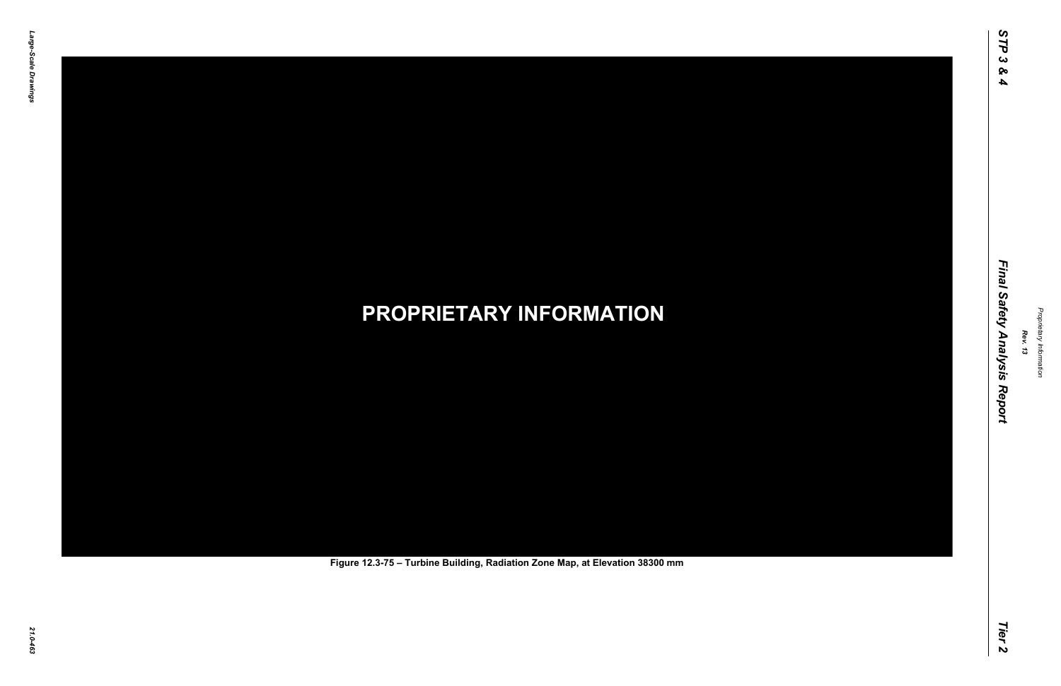**PROPRIETARY INFORMATION**

Figure 12.3-75 – Turbine Building, Radiation Zone Map, at Elevation 38300 mm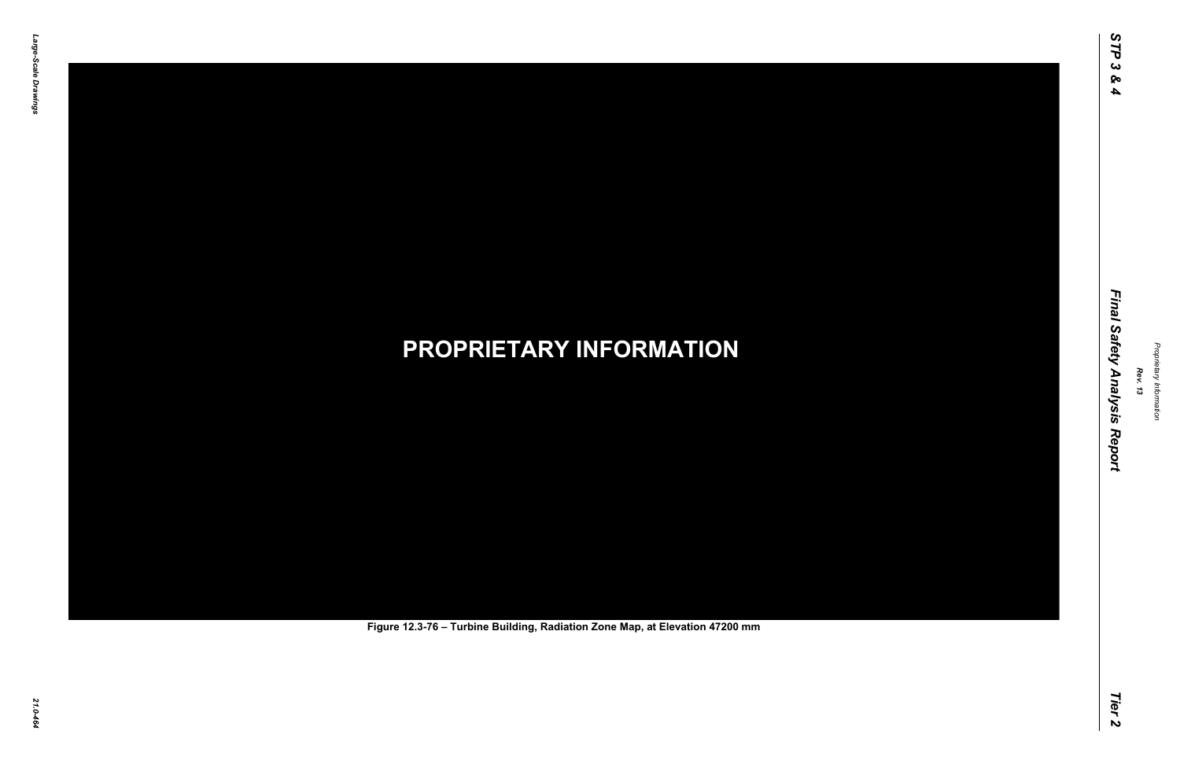**PROPRIETARY INFORMATION**

Figure 12.3-76 – Turbine Building, Radiation Zone Map, at Elevation 47200 mm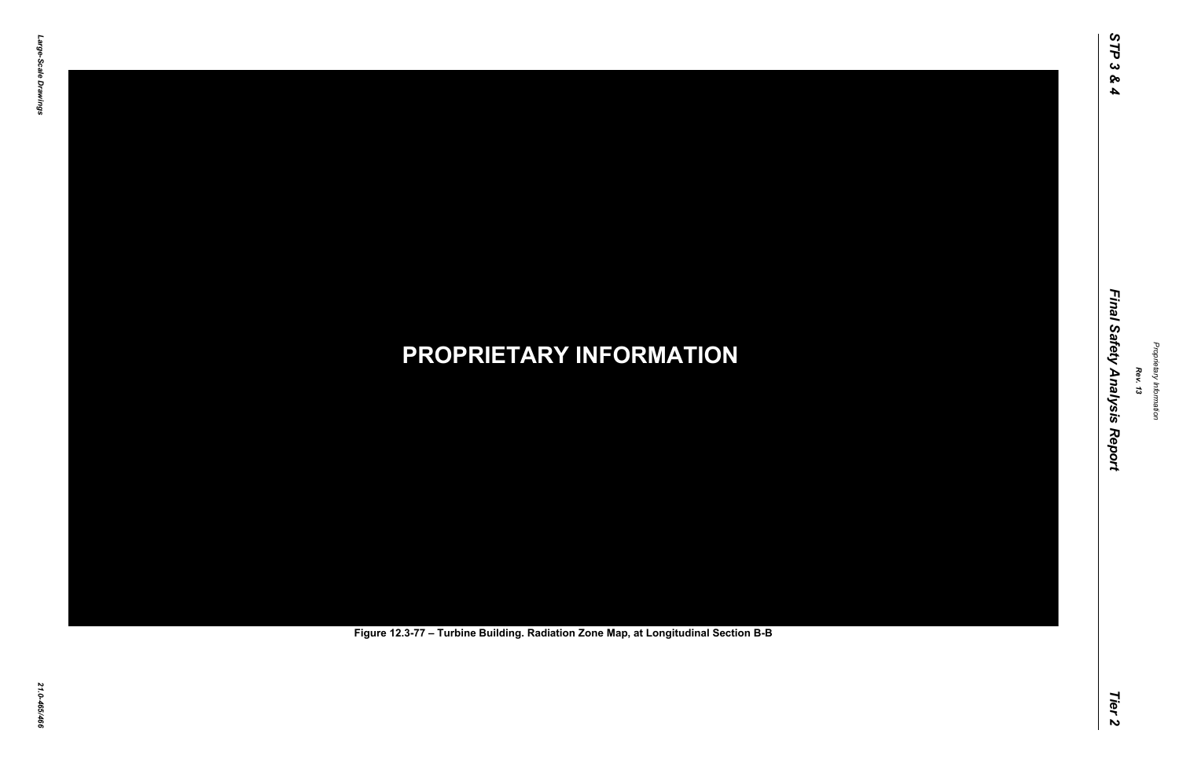**PROPRIETARY INFORMATION**

Figure 12.3-77 – Turbine Building. Radiation Zone Map, at Longitudinal Section B-B